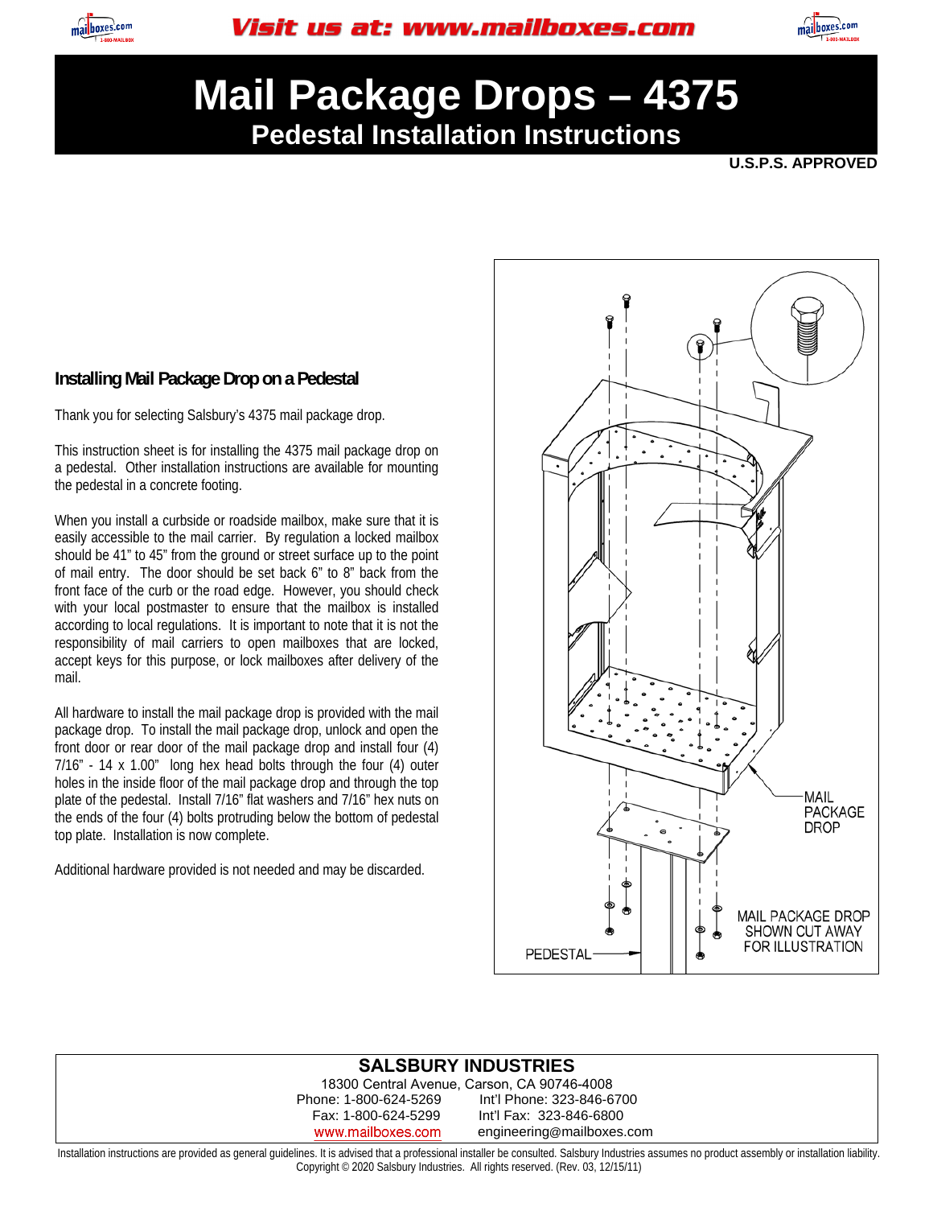Visit us at: www.mailboxes.com

# Mail Package Drops – 4375

## Pedestal Installation Instructions

**U.S.P.S. APPROVED**

### Installing Mail Package Drop on a Pedestal

Thank you for selecting Salsbury's 4375 mail package drop.

This instruction sheet is for installing the 4375 mail package drop on a pedestal. Other installation instructions are available for mounting the pedestal in a concrete footing.

When you install a curbside or roadside mailbox, make sure that it is easily accessible to the mail carrier. By regulation a locked mailbox should be 41" to 45" from the ground or street surface up to the point of mail entry. The door should be set back 6" to 8" back from the front face of the curb or the road edge. However, you should check with your local postmaster to ensure that the mailbox is installed according to local regulations. It is important to note that it is not the responsibility of mail carriers to open mailboxes that are locked, accept keys for this purpose, or lock mailboxes after delivery of the mail.

All hardware to install the mail package drop is provided with the mail package drop. To install the mail package drop, unlock and open the front door or rear door of the mail package drop and install four (4) 7/16" - 14 x 1.00" long hex head bolts through the four (4) outer holes in the inside floor of the mail package drop and through the top plate of the pedestal. Install 7/16" flat washers and 7/16" hex nuts on the ends of the four (4) bolts protruding below the bottom of pedestal top plate. Installation is now complete.

Additional hardware provided is not needed and may be discarded.

MAIL PACKAGE DROP

PEDESTAL

MAIL PACKAGE DROP SHOWN CUT AWAY FOR ILLUSTRATION

**SALSBURY INDUSTRIES**

18300 Central Avenue, Carson, CA 90746-4008

Phone: 1-800-624-5269 Int'l Phone: 323-846-6700

Fax: 1-800-624-5299 Int'l Fax: 323-846-6800

www.mailboxes.com engineering@mailboxes.com

Installation instructions are provided as general guidelines. It is advised that a professional installer be consulted. Salsbury Industries assumes no product assembly or installation liability. Copyright © 2020 Salsbury Industries. All rights reserved. (Rev. 03, 12/15/11)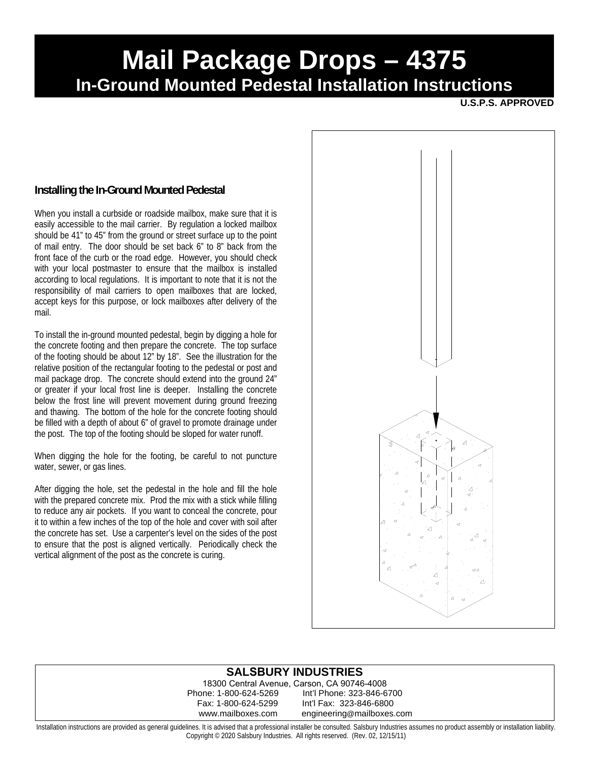# Mail Package Drops – 4375

## In-Ground Mounted Pedestal Installation Instructions

**U.S.P.S. APPROVED**

### Installing the In-Ground Mounted Pedestal

When you install a curbside or roadside mailbox, make sure that it is easily accessible to the mail carrier. By regulation a locked mailbox should be 41” to 45” from the ground or street surface up to the point of mail entry. The door should be set back 6” to 8” back from the front face of the curb or the road edge. However, you should check with your local postmaster to ensure that the mailbox is installed according to local regulations. It is important to note that it is not the responsibility of mail carriers to open mailboxes that are locked, accept keys for this purpose, or lock mailboxes after delivery of the mail.

To install the in-ground mounted pedestal, begin by digging a hole for the concrete footing and then prepare the concrete. The top surface of the footing should be about 12” by 18”. See the illustration for the relative position of the rectangular footing to the pedestal or post and mail package drop. The concrete should extend into the ground 24” or greater if your local frost line is deeper. Installing the concrete below the frost line will prevent movement during ground freezing and thawing. The bottom of the hole for the concrete footing should be filled with a depth of about 6” of gravel to promote drainage under the post. The top of the footing should be sloped for water runoff.

When digging the hole for the footing, be careful to not puncture water, sewer, or gas lines.

After digging the hole, set the pedestal in the hole and fill the hole with the prepared concrete mix. Prod the mix with a stick while filling to reduce any air pockets. If you want to conceal the concrete, pour it to within a few inches of the top of the hole and cover with soil after the concrete has set. Use a carpenter’s level on the sides of the post to ensure that the post is aligned vertically. Periodically check the vertical alignment of the post as the concrete is curing.

**SALSBURY INDUSTRIES**
18300 Central Avenue, Carson, CA 90746-4008
Phone: 1-800-624-5269 Int’l Phone: 323-846-6700
Fax: 1-800-624-5299 Int’l Fax: 323-846-6800
www.mailboxes.com engineering@mailboxes.com

Installation instructions are provided as general guidelines. It is advised that a professional installer be consulted. Salsbury Industries assumes no product assembly or installation liability.
Copyright © 2020 Salsbury Industries. All rights reserved. (Rev. 02, 12/15/11)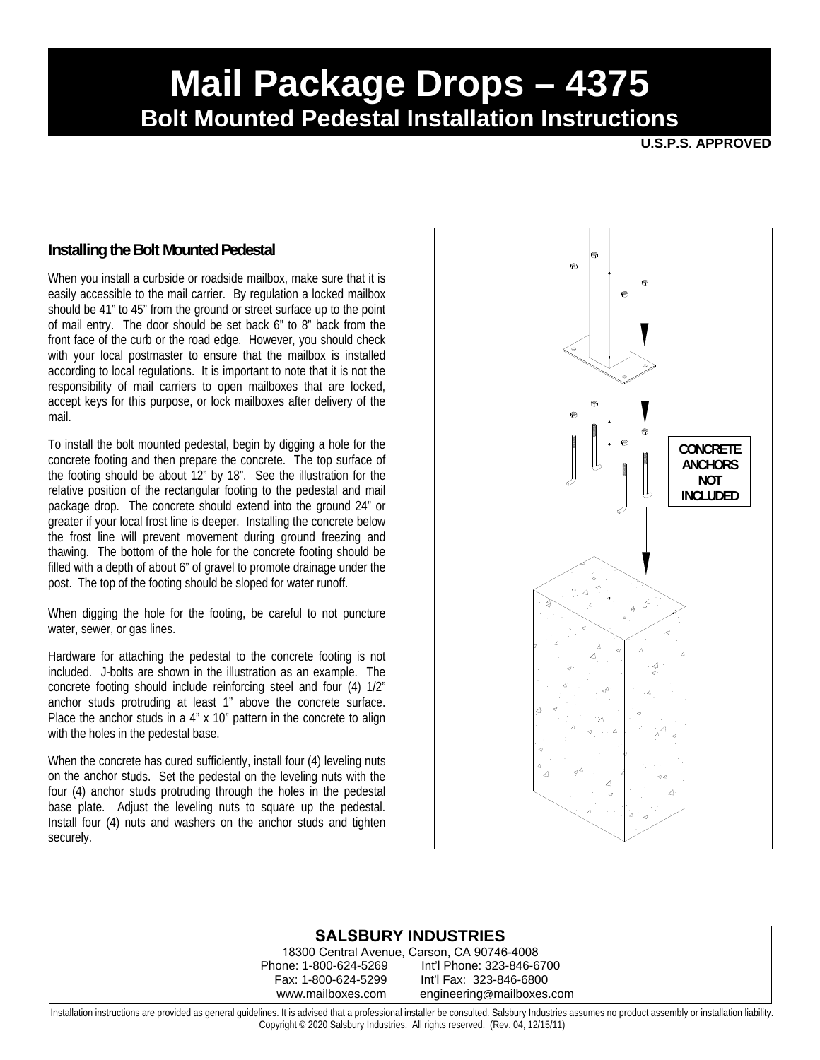# Mail Package Drops – 4375

## Bolt Mounted Pedestal Installation Instructions

**U.S.P.S. APPROVED**

### Installing the Bolt Mounted Pedestal

When you install a curbside or roadside mailbox, make sure that it is easily accessible to the mail carrier. By regulation a locked mailbox should be 41" to 45" from the ground or street surface up to the point of mail entry. The door should be set back 6" to 8" back from the front face of the curb or the road edge. However, you should check with your local postmaster to ensure that the mailbox is installed according to local regulations. It is important to note that it is not the responsibility of mail carriers to open mailboxes that are locked, accept keys for this purpose, or lock mailboxes after delivery of the mail.

To install the bolt mounted pedestal, begin by digging a hole for the concrete footing and then prepare the concrete. The top surface of the footing should be about 12" by 18". See the illustration for the relative position of the rectangular footing to the pedestal and mail package drop. The concrete should extend into the ground 24" or greater if your local frost line is deeper. Installing the concrete below the frost line will prevent movement during ground freezing and thawing. The bottom of the hole for the concrete footing should be filled with a depth of about 6" of gravel to promote drainage under the post. The top of the footing should be sloped for water runoff.

When digging the hole for the footing, be careful to not puncture water, sewer, or gas lines.

Hardware for attaching the pedestal to the concrete footing is not included. J-bolts are shown in the illustration as an example. The concrete footing should include reinforcing steel and four (4) 1/2" anchor studs protruding at least 1" above the concrete surface. Place the anchor studs in a 4" x 10" pattern in the concrete to align with the holes in the pedestal base.

When the concrete has cured sufficiently, install four (4) leveling nuts on the anchor studs. Set the pedestal on the leveling nuts with the four (4) anchor studs protruding through the holes in the pedestal base plate. Adjust the leveling nuts to square up the pedestal. Install four (4) nuts and washers on the anchor studs and tighten securely.

CONCRETE ANCHORS NOT INCLUDED

**SALSBURY INDUSTRIES**

18300 Central Avenue, Carson, CA 90746-4008

Phone: 1-800-624-5269 Int'l Phone: 323-846-6700

Fax: 1-800-624-5299 Int'l Fax: 323-846-6800

www.mailboxes.com engineering@mailboxes.com

Installation instructions are provided as general guidelines. It is advised that a professional installer be consulted. Salsbury Industries assumes no product assembly or installation liability. Copyright © 2020 Salsbury Industries. All rights reserved. (Rev. 04, 12/15/11)